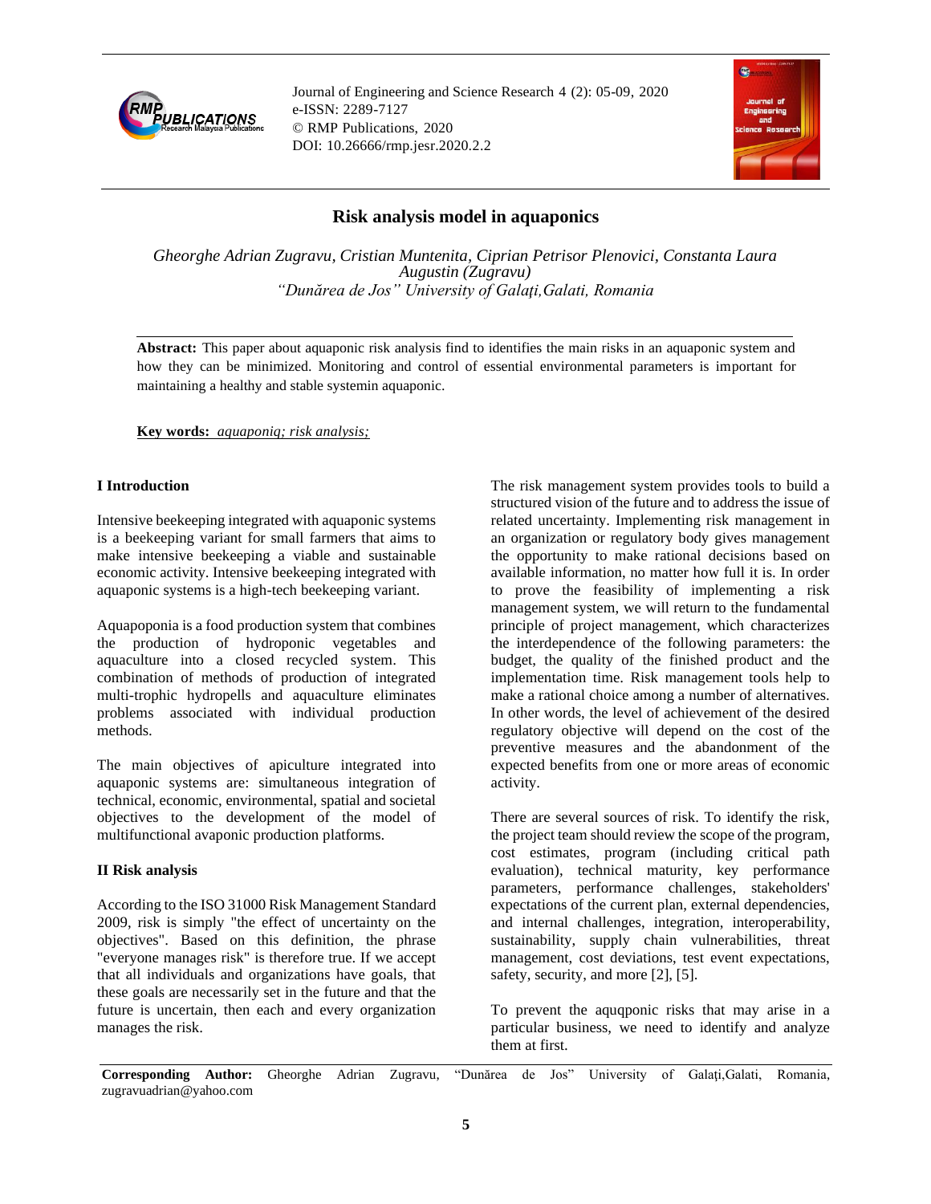Journal of Engineering and Science Research 4 (2): 05-09, 2020
e-ISSN: 2289-7127
© RMP Publications, 2020
DOI: 10.26666/rmp.jesr.2020.2.2

# Risk analysis model in aquaponics

*Gheorghe Adrian Zugravu, Cristian Muntenita, Ciprian Petrisor Plenovici, Constanta Laura Augustin (Zugravu)*
*"Dunărea de Jos" University of Galați,Galati, Romania*

**Abstract:** This paper about aquaponic risk analysis find to identifies the main risks in an aquaponic system and how they can be minimized. Monitoring and control of essential environmental parameters is important for maintaining a healthy and stable systemin aquaponic.

**Key words:** *aquaponiq; risk analysis;*

## I Introduction

Intensive beekeeping integrated with aquaponic systems is a beekeeping variant for small farmers that aims to make intensive beekeeping a viable and sustainable economic activity. Intensive beekeeping integrated with aquaponic systems is a high-tech beekeeping variant.

Aquapoponia is a food production system that combines the production of hydroponic vegetables and aquaculture into a closed recycled system. This combination of methods of production of integrated multi-trophic hydropells and aquaculture eliminates problems associated with individual production methods.

The main objectives of apiculture integrated into aquaponic systems are: simultaneous integration of technical, economic, environmental, spatial and societal objectives to the development of the model of multifunctional avaponic production platforms.

## II Risk analysis

According to the ISO 31000 Risk Management Standard 2009, risk is simply "the effect of uncertainty on the objectives". Based on this definition, the phrase "everyone manages risk" is therefore true. If we accept that all individuals and organizations have goals, that these goals are necessarily set in the future and that the future is uncertain, then each and every organization manages the risk.

The risk management system provides tools to build a structured vision of the future and to address the issue of related uncertainty. Implementing risk management in an organization or regulatory body gives management the opportunity to make rational decisions based on available information, no matter how full it is. In order to prove the feasibility of implementing a risk management system, we will return to the fundamental principle of project management, which characterizes the interdependence of the following parameters: the budget, the quality of the finished product and the implementation time. Risk management tools help to make a rational choice among a number of alternatives. In other words, the level of achievement of the desired regulatory objective will depend on the cost of the preventive measures and the abandonment of the expected benefits from one or more areas of economic activity.

There are several sources of risk. To identify the risk, the project team should review the scope of the program, cost estimates, program (including critical path evaluation), technical maturity, key performance parameters, performance challenges, stakeholders' expectations of the current plan, external dependencies, and internal challenges, integration, interoperability, sustainability, supply chain vulnerabilities, threat management, cost deviations, test event expectations, safety, security, and more [2], [5].

To prevent the aquqponic risks that may arise in a particular business, we need to identify and analyze them at first.

**Corresponding Author:** Gheorghe Adrian Zugravu, "Dunărea de Jos" University of Galați,Galati, Romania, zugravuadrian@yahoo.com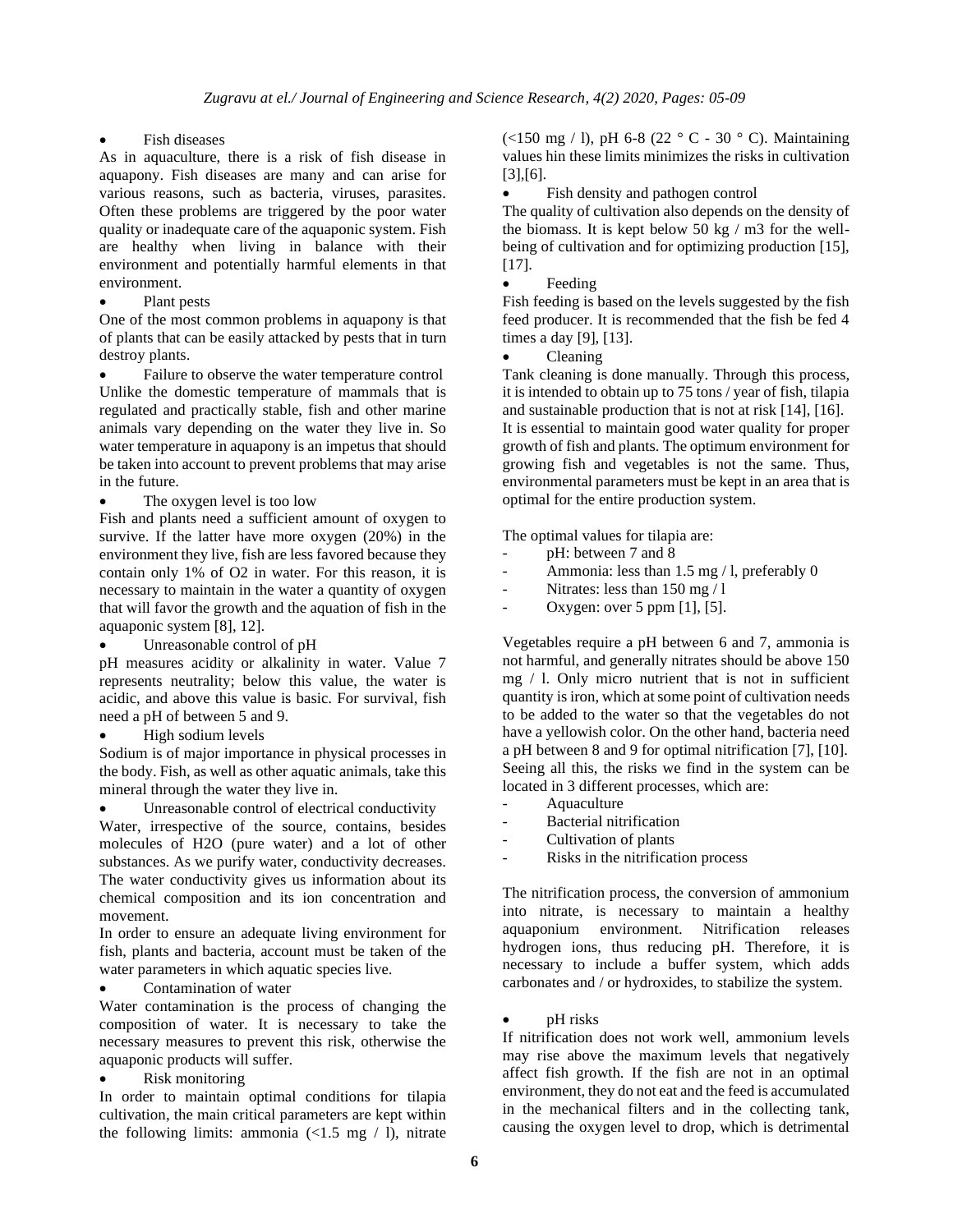- Fish diseases

As in aquaculture, there is a risk of fish disease in aquapony. Fish diseases are many and can arise for various reasons, such as bacteria, viruses, parasites. Often these problems are triggered by the poor water quality or inadequate care of the aquaponic system. Fish are healthy when living in balance with their environment and potentially harmful elements in that environment.

- Plant pests

One of the most common problems in aquapony is that of plants that can be easily attacked by pests that in turn destroy plants.

- Failure to observe the water temperature control

Unlike the domestic temperature of mammals that is regulated and practically stable, fish and other marine animals vary depending on the water they live in. So water temperature in aquapony is an impetus that should be taken into account to prevent problems that may arise in the future.

- The oxygen level is too low

Fish and plants need a sufficient amount of oxygen to survive. If the latter have more oxygen (20%) in the environment they live, fish are less favored because they contain only 1% of O2 in water. For this reason, it is necessary to maintain in the water a quantity of oxygen that will favor the growth and the aquation of fish in the aquaponic system [8], 12].

- Unreasonable control of pH

pH measures acidity or alkalinity in water. Value 7 represents neutrality; below this value, the water is acidic, and above this value is basic. For survival, fish need a pH of between 5 and 9.

- High sodium levels

Sodium is of major importance in physical processes in the body. Fish, as well as other aquatic animals, take this mineral through the water they live in.

- Unreasonable control of electrical conductivity

Water, irrespective of the source, contains, besides molecules of $H_2O$ (pure water) and a lot of other substances. As we purify water, conductivity decreases. The water conductivity gives us information about its chemical composition and its ion concentration and movement.

In order to ensure an adequate living environment for fish, plants and bacteria, account must be taken of the water parameters in which aquatic species live.

- Contamination of water

Water contamination is the process of changing the composition of water. It is necessary to take the necessary measures to prevent this risk, otherwise the aquaponic products will suffer.

- Risk monitoring

In order to maintain optimal conditions for tilapia cultivation, the main critical parameters are kept within the following limits: ammonia (<1.5 mg / l), nitrate (<150 mg / l), pH 6-8 (22 ° C - 30 ° C). Maintaining values hin these limits minimizes the risks in cultivation [3],[6].

- Fish density and pathogen control

The quality of cultivation also depends on the density of the biomass. It is kept below 50 kg / m3 for the well-being of cultivation and for optimizing production [15], [17].

- Feeding

Fish feeding is based on the levels suggested by the fish feed producer. It is recommended that the fish be fed 4 times a day [9], [13].

- Cleaning

Tank cleaning is done manually. Through this process, it is intended to obtain up to 75 tons / year of fish, tilapia and sustainable production that is not at risk [14], [16].

It is essential to maintain good water quality for proper growth of fish and plants. The optimum environment for growing fish and vegetables is not the same. Thus, environmental parameters must be kept in an area that is optimal for the entire production system.

The optimal values for tilapia are:

- pH: between 7 and 8
- Ammonia: less than 1.5 mg / l, preferably 0
- Nitrates: less than 150 mg / l
- Oxygen: over 5 ppm [1], [5].

Vegetables require a pH between 6 and 7, ammonia is not harmful, and generally nitrates should be above 150 mg / l. Only micro nutrient that is not in sufficient quantity is iron, which at some point of cultivation needs to be added to the water so that the vegetables do not have a yellowish color. On the other hand, bacteria need a pH between 8 and 9 for optimal nitrification [7], [10]. Seeing all this, the risks we find in the system can be located in 3 different processes, which are:

- Aquaculture
- Bacterial nitrification
- Cultivation of plants
- Risks in the nitrification process

The nitrification process, the conversion of ammonium into nitrate, is necessary to maintain a healthy aquaponium environment. Nitrification releases hydrogen ions, thus reducing pH. Therefore, it is necessary to include a buffer system, which adds carbonates and / or hydroxides, to stabilize the system.

- pH risks

If nitrification does not work well, ammonium levels may rise above the maximum levels that negatively affect fish growth. If the fish are not in an optimal environment, they do not eat and the feed is accumulated in the mechanical filters and in the collecting tank, causing the oxygen level to drop, which is detrimental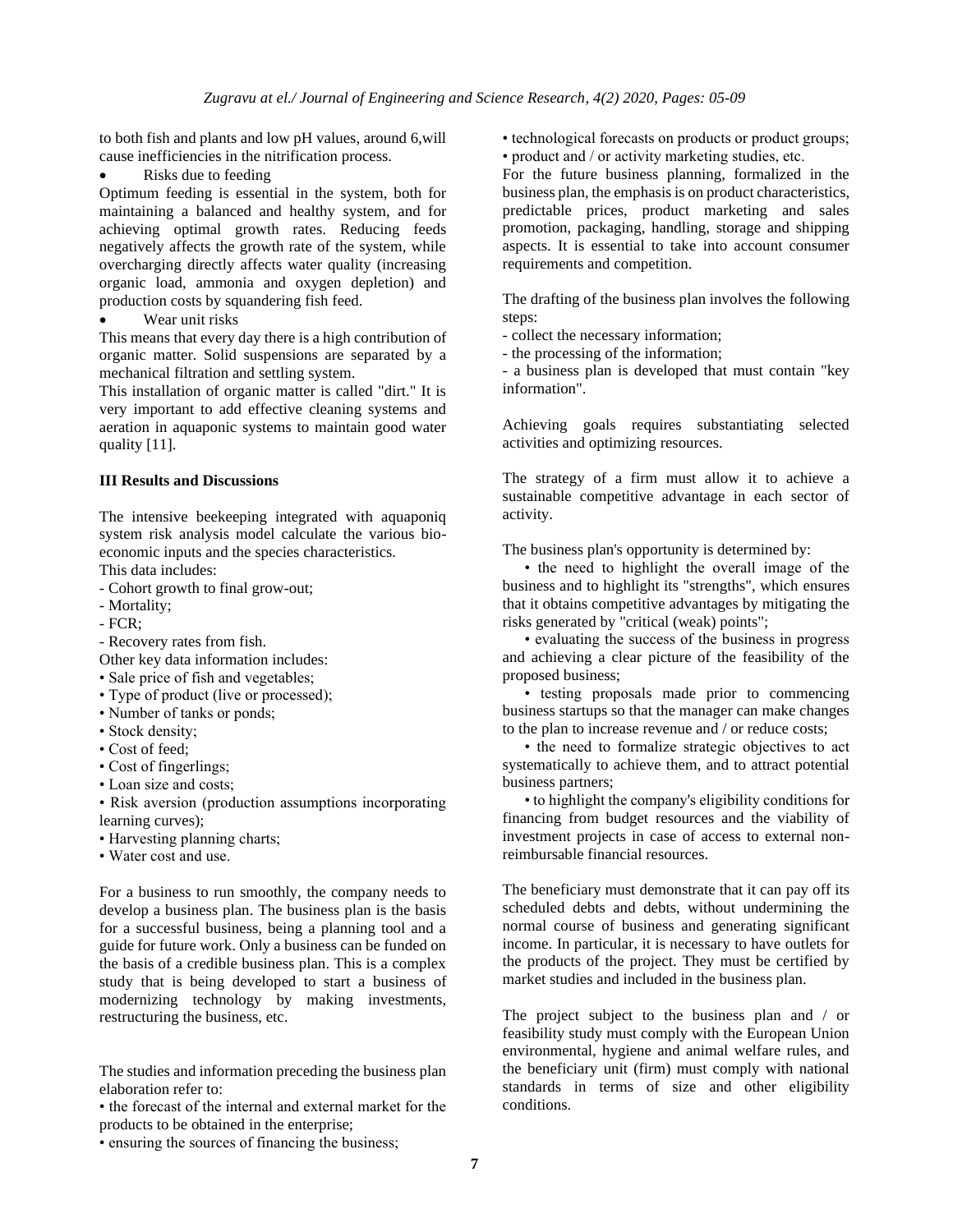to both fish and plants and low pH values, around 6,will cause inefficiencies in the nitrification process.

- Risks due to feeding

Optimum feeding is essential in the system, both for maintaining a balanced and healthy system, and for achieving optimal growth rates. Reducing feeds negatively affects the growth rate of the system, while overcharging directly affects water quality (increasing organic load, ammonia and oxygen depletion) and production costs by squandering fish feed.

- Wear unit risks

This means that every day there is a high contribution of organic matter. Solid suspensions are separated by a mechanical filtration and settling system.

This installation of organic matter is called "dirt." It is very important to add effective cleaning systems and aeration in aquaponic systems to maintain good water quality [11].

**III Results and Discussions**

The intensive beekeeping integrated with aquaponiq system risk analysis model calculate the various bio-economic inputs and the species characteristics.

This data includes:

- Cohort growth to final grow-out;
- Mortality;
- FCR;
- Recovery rates from fish.

Other key data information includes:

- Sale price of fish and vegetables;
- Type of product (live or processed);
- Number of tanks or ponds;
- Stock density;
- Cost of feed;
- Cost of fingerlings;
- Loan size and costs;
- Risk aversion (production assumptions incorporating learning curves);
- Harvesting planning charts;
- Water cost and use.

For a business to run smoothly, the company needs to develop a business plan. The business plan is the basis for a successful business, being a planning tool and a guide for future work. Only a business can be funded on the basis of a credible business plan. This is a complex study that is being developed to start a business of modernizing technology by making investments, restructuring the business, etc.

The studies and information preceding the business plan elaboration refer to:

- the forecast of the internal and external market for the products to be obtained in the enterprise;
- ensuring the sources of financing the business;
- technological forecasts on products or product groups;
- product and / or activity marketing studies, etc.

For the future business planning, formalized in the business plan, the emphasis is on product characteristics, predictable prices, product marketing and sales promotion, packaging, handling, storage and shipping aspects. It is essential to take into account consumer requirements and competition.

The drafting of the business plan involves the following steps:

- collect the necessary information;
- the processing of the information;
- a business plan is developed that must contain "key information".

Achieving goals requires substantiating selected activities and optimizing resources.

The strategy of a firm must allow it to achieve a sustainable competitive advantage in each sector of activity.

The business plan's opportunity is determined by:

- the need to highlight the overall image of the business and to highlight its "strengths", which ensures that it obtains competitive advantages by mitigating the risks generated by "critical (weak) points";
- evaluating the success of the business in progress and achieving a clear picture of the feasibility of the proposed business;
- testing proposals made prior to commencing business startups so that the manager can make changes to the plan to increase revenue and / or reduce costs;
- the need to formalize strategic objectives to act systematically to achieve them, and to attract potential business partners;
- to highlight the company's eligibility conditions for financing from budget resources and the viability of investment projects in case of access to external non-reimbursable financial resources.

The beneficiary must demonstrate that it can pay off its scheduled debts and debts, without undermining the normal course of business and generating significant income. In particular, it is necessary to have outlets for the products of the project. They must be certified by market studies and included in the business plan.

The project subject to the business plan and / or feasibility study must comply with the European Union environmental, hygiene and animal welfare rules, and the beneficiary unit (firm) must comply with national standards in terms of size and other eligibility conditions.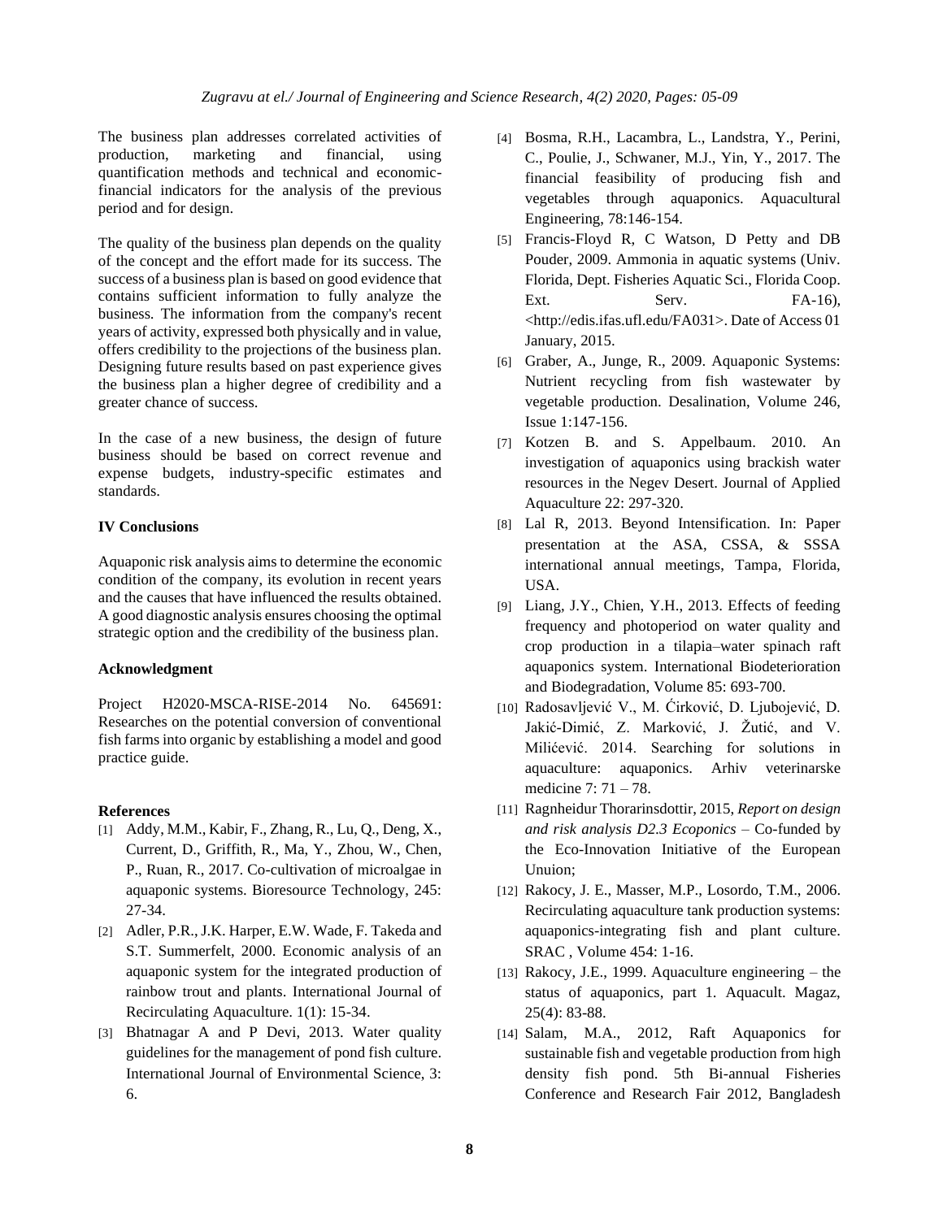The business plan addresses correlated activities of production, marketing and financial, using quantification methods and technical and economic-financial indicators for the analysis of the previous period and for design.

The quality of the business plan depends on the quality of the concept and the effort made for its success. The success of a business plan is based on good evidence that contains sufficient information to fully analyze the business. The information from the company's recent years of activity, expressed both physically and in value, offers credibility to the projections of the business plan. Designing future results based on past experience gives the business plan a higher degree of credibility and a greater chance of success.

In the case of a new business, the design of future business should be based on correct revenue and expense budgets, industry-specific estimates and standards.

## IV Conclusions

Aquaponic risk analysis aims to determine the economic condition of the company, its evolution in recent years and the causes that have influenced the results obtained. A good diagnostic analysis ensures choosing the optimal strategic option and the credibility of the business plan.

## Acknowledgment

Project H2020-MSCA-RISE-2014 No. 645691: Researches on the potential conversion of conventional fish farms into organic by establishing a model and good practice guide.

## References

[1] Addy, M.M., Kabir, F., Zhang, R., Lu, Q., Deng, X., Current, D., Griffith, R., Ma, Y., Zhou, W., Chen, P., Ruan, R., 2017. Co-cultivation of microalgae in aquaponic systems. Bioresource Technology, 245: 27-34.

[2] Adler, P.R., J.K. Harper, E.W. Wade, F. Takeda and S.T. Summerfelt, 2000. Economic analysis of an aquaponic system for the integrated production of rainbow trout and plants. International Journal of Recirculating Aquaculture. 1(1): 15-34.

[3] Bhatnagar A and P Devi, 2013. Water quality guidelines for the management of pond fish culture. International Journal of Environmental Science, 3: 6.

[4] Bosma, R.H., Lacambra, L., Landstra, Y., Perini, C., Poulie, J., Schwaner, M.J., Yin, Y., 2017. The financial feasibility of producing fish and vegetables through aquaponics. Aquacultural Engineering, 78:146-154.

[5] Francis-Floyd R, C Watson, D Petty and DB Pouder, 2009. Ammonia in aquatic systems (Univ. Florida, Dept. Fisheries Aquatic Sci., Florida Coop. Ext. Serv. FA-16), <http://edis.ifas.ufl.edu/FA031>. Date of Access 01 January, 2015.

[6] Graber, A., Junge, R., 2009. Aquaponic Systems: Nutrient recycling from fish wastewater by vegetable production. Desalination, Volume 246, Issue 1:147-156.

[7] Kotzen B. and S. Appelbaum. 2010. An investigation of aquaponics using brackish water resources in the Negev Desert. Journal of Applied Aquaculture 22: 297-320.

[8] Lal R, 2013. Beyond Intensification. In: Paper presentation at the ASA, CSSA, & SSSA international annual meetings, Tampa, Florida, USA.

[9] Liang, J.Y., Chien, Y.H., 2013. Effects of feeding frequency and photoperiod on water quality and crop production in a tilapia–water spinach raft aquaponics system. International Biodeterioration and Biodegradation, Volume 85: 693-700.

[10] Radosavljević V., M. Ćirković, D. Ljubojević, D. Jakić-Dimić, Z. Marković, J. Žutić, and V. Milićević. 2014. Searching for solutions in aquaculture: aquaponics. Arhiv veterinarske medicine 7: 71 – 78.

[11] Ragnheidur Thorarinsdottir, 2015, *Report on design and risk analysis D2.3 Ecoponics* – Co-funded by the Eco-Innovation Initiative of the European Unuion;

[12] Rakocy, J. E., Masser, M.P., Losordo, T.M., 2006. Recirculating aquaculture tank production systems: aquaponics-integrating fish and plant culture. SRAC , Volume 454: 1-16.

[13] Rakocy, J.E., 1999. Aquaculture engineering – the status of aquaponics, part 1. Aquacult. Magaz, 25(4): 83-88.

[14] Salam, M.A., 2012, Raft Aquaponics for sustainable fish and vegetable production from high density fish pond. 5th Bi-annual Fisheries Conference and Research Fair 2012, Bangladesh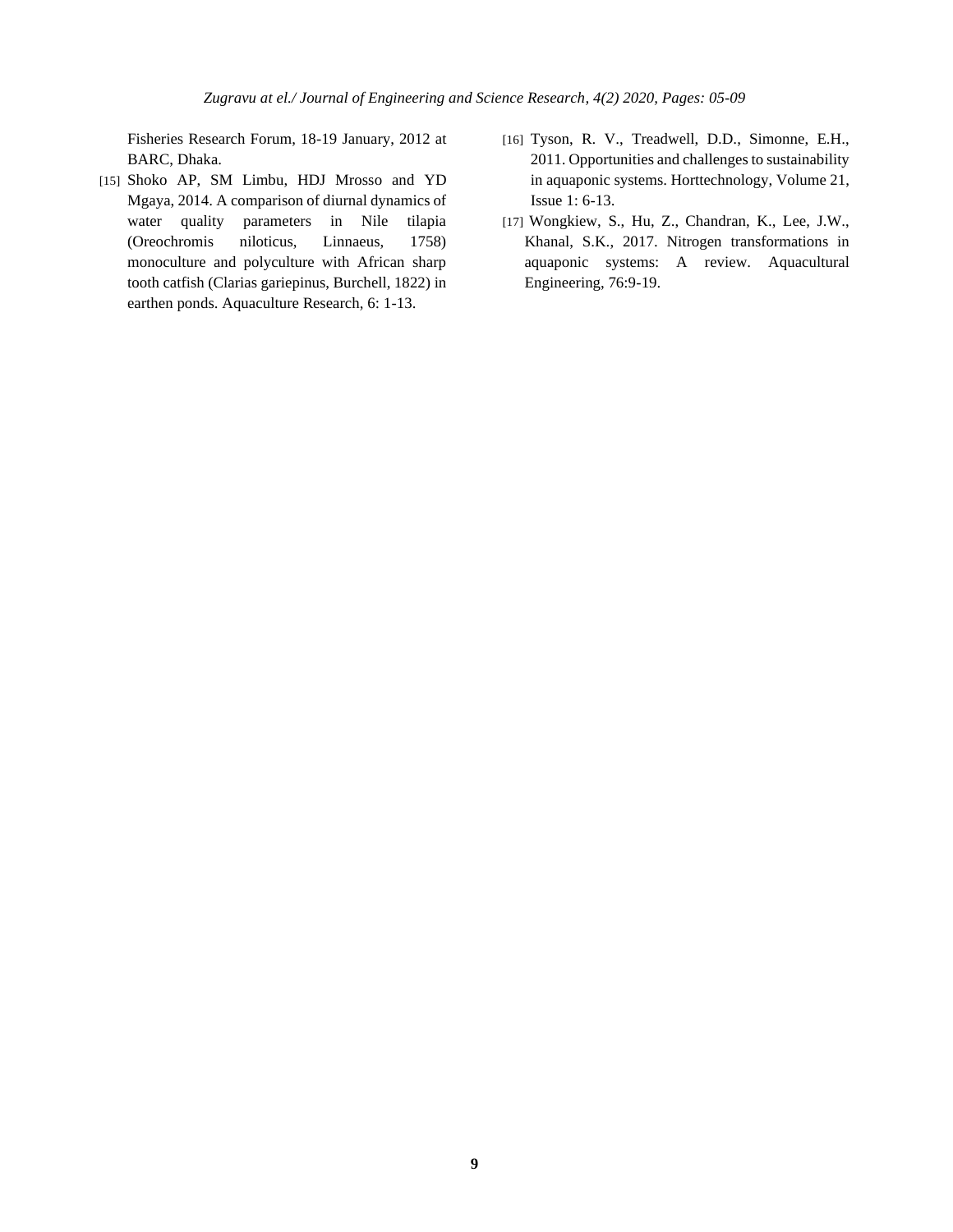Fisheries Research Forum, 18-19 January, 2012 at BARC, Dhaka.

[15] Shoko AP, SM Limbu, HDJ Mrosso and YD Mgaya, 2014. A comparison of diurnal dynamics of water quality parameters in Nile tilapia (Oreochromis niloticus, Linnaeus, 1758) monoculture and polyculture with African sharp tooth catfish (Clarias gariepinus, Burchell, 1822) in earthen ponds. Aquaculture Research, 6: 1-13.

[16] Tyson, R. V., Treadwell, D.D., Simonne, E.H., 2011. Opportunities and challenges to sustainability in aquaponic systems. Horttechnology, Volume 21, Issue 1: 6-13.

[17] Wongkiew, S., Hu, Z., Chandran, K., Lee, J.W., Khanal, S.K., 2017. Nitrogen transformations in aquaponic systems: A review. Aquacultural Engineering, 76:9-19.